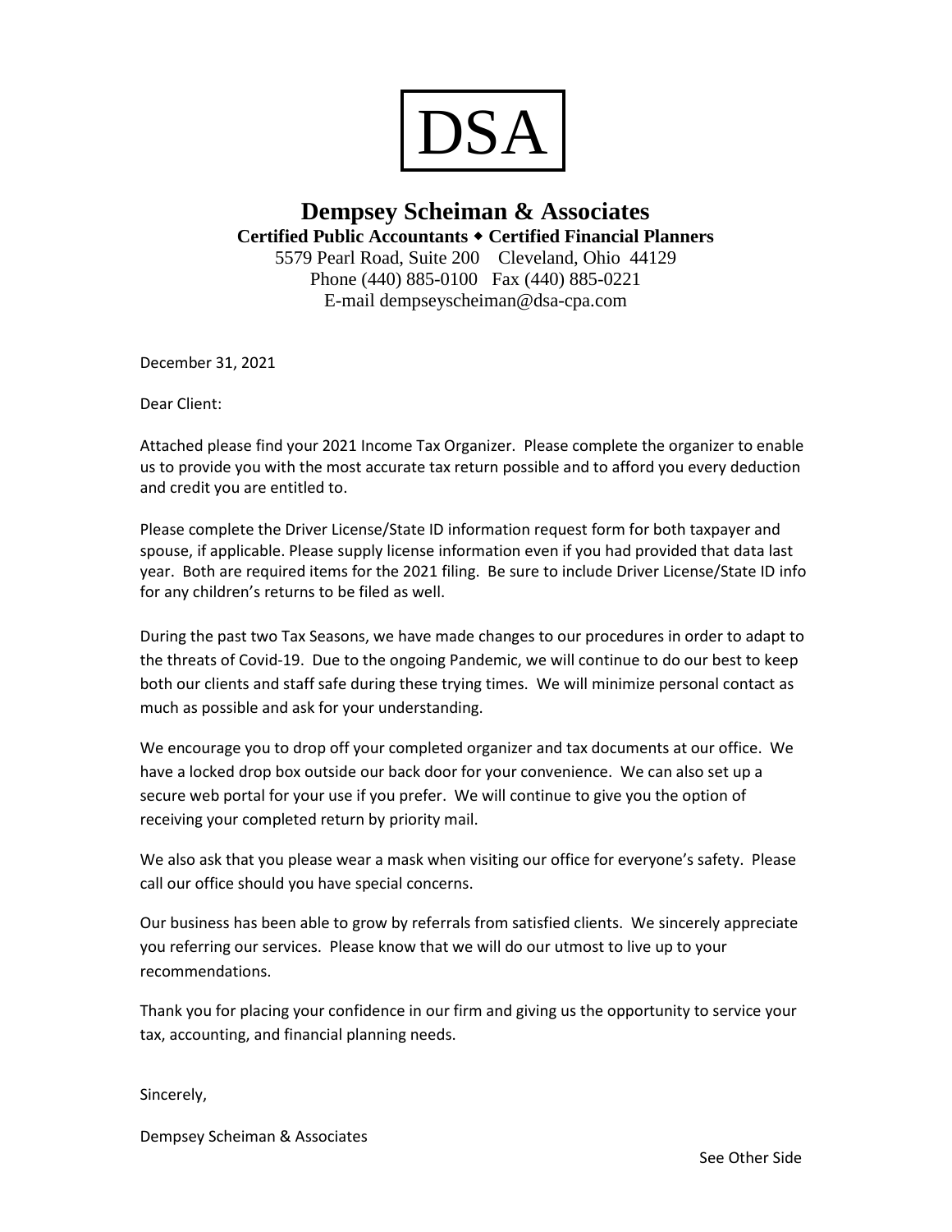# DSA

## Dempsey Scheiman & Associates

**Certified Public Accountants ◆ Certified Financial Planners**

5579 Pearl Road, Suite 200 Cleveland, Ohio 44129

Phone (440) 885-0100 Fax (440) 885-0221

E-mail dempseyscheiman@dsa-cpa.com

December 31, 2021

Dear Client:

Attached please find your 2021 Income Tax Organizer. Please complete the organizer to enable us to provide you with the most accurate tax return possible and to afford you every deduction and credit you are entitled to.

Please complete the Driver License/State ID information request form for both taxpayer and spouse, if applicable. Please supply license information even if you had provided that data last year. Both are required items for the 2021 filing. Be sure to include Driver License/State ID info for any children's returns to be filed as well.

During the past two Tax Seasons, we have made changes to our procedures in order to adapt to the threats of Covid-19. Due to the ongoing Pandemic, we will continue to do our best to keep both our clients and staff safe during these trying times. We will minimize personal contact as much as possible and ask for your understanding.

We encourage you to drop off your completed organizer and tax documents at our office. We have a locked drop box outside our back door for your convenience. We can also set up a secure web portal for your use if you prefer. We will continue to give you the option of receiving your completed return by priority mail.

We also ask that you please wear a mask when visiting our office for everyone's safety. Please call our office should you have special concerns.

Our business has been able to grow by referrals from satisfied clients. We sincerely appreciate you referring our services. Please know that we will do our utmost to live up to your recommendations.

Thank you for placing your confidence in our firm and giving us the opportunity to service your tax, accounting, and financial planning needs.

Sincerely,

Dempsey Scheiman & Associates

See Other Side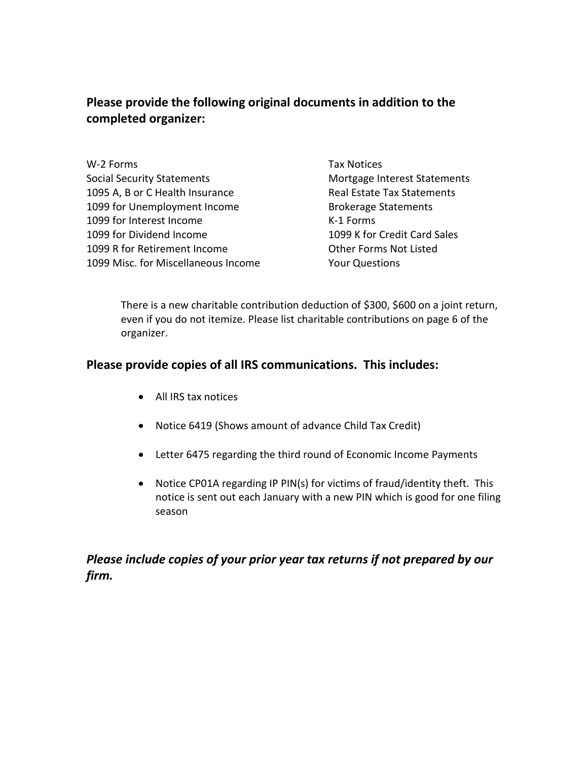## Please provide the following original documents in addition to the completed organizer:

W-2 Forms
Social Security Statements
1095 A, B or C Health Insurance
1099 for Unemployment Income
1099 for Interest Income
1099 for Dividend Income
1099 R for Retirement Income
1099 Misc. for Miscellaneous Income
Tax Notices
Mortgage Interest Statements
Real Estate Tax Statements
Brokerage Statements
K-1 Forms
1099 K for Credit Card Sales
Other Forms Not Listed
Your Questions

There is a new charitable contribution deduction of $300, $600 on a joint return, even if you do not itemize. Please list charitable contributions on page 6 of the organizer.

## Please provide copies of all IRS communications. This includes:

- All IRS tax notices
- Notice 6419 (Shows amount of advance Child Tax Credit)
- Letter 6475 regarding the third round of Economic Income Payments
- Notice CP01A regarding IP PIN(s) for victims of fraud/identity theft. This notice is sent out each January with a new PIN which is good for one filing season

***Please include copies of your prior year tax returns if not prepared by our firm.***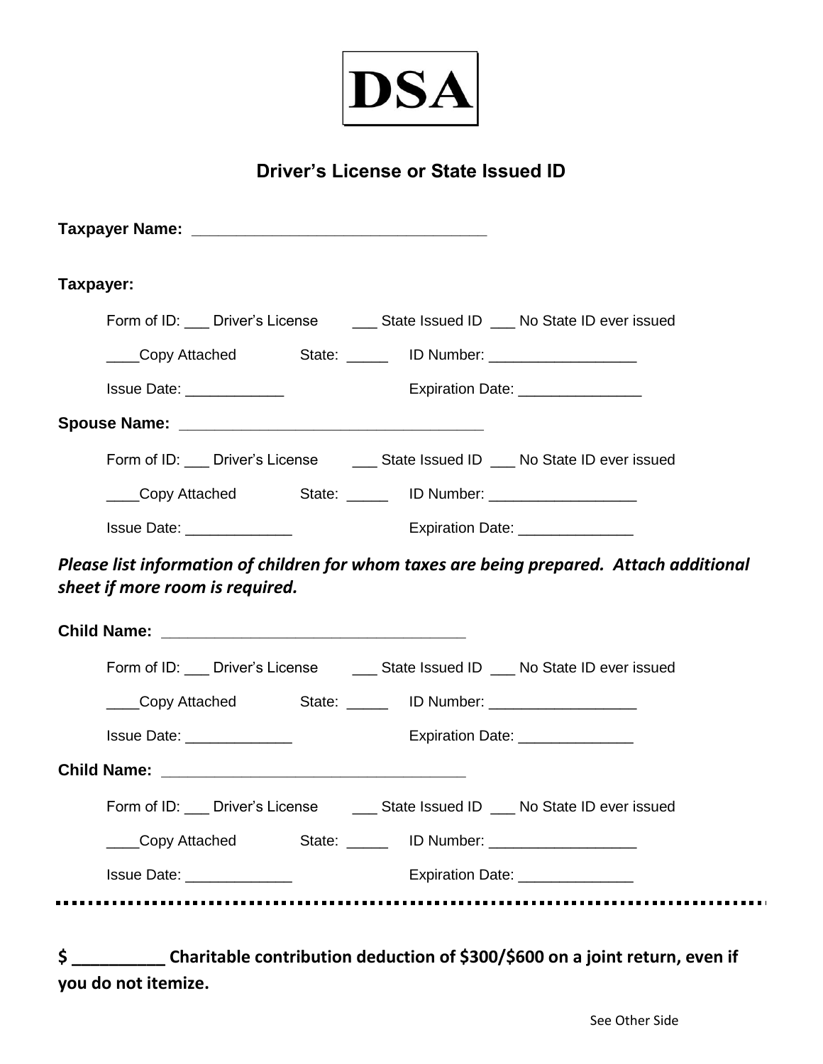# DSA

## Driver's License or State Issued ID

**Taxpayer Name: ________________________________**

**Taxpayer:**

Form of ID: ___ Driver's License ___ State Issued ID ___ No State ID ever issued

____Copy Attached State: _____ ID Number: _________________

Issue Date: ____________ Expiration Date: _______________

**Spouse Name: __________________________________**

Form of ID: ___ Driver's License ___ State Issued ID ___ No State ID ever issued

____Copy Attached State: _____ ID Number: _________________

Issue Date: _____________ Expiration Date: ______________

***Please list information of children for whom taxes are being prepared. Attach additional sheet if more room is required.***

**Child Name: _________________________________**

Form of ID: ___ Driver's License ___ State Issued ID ___ No State ID ever issued

____Copy Attached State: _____ ID Number: _________________

Issue Date: _____________ Expiration Date: ______________

**Child Name: _________________________________**

Form of ID: ___ Driver's License ___ State Issued ID ___ No State ID ever issued

____Copy Attached State: _____ ID Number: _________________

Issue Date: _____________ Expiration Date: ______________

---

**$ __________ Charitable contribution deduction of $300/$600 on a joint return, even if you do not itemize.**

See Other Side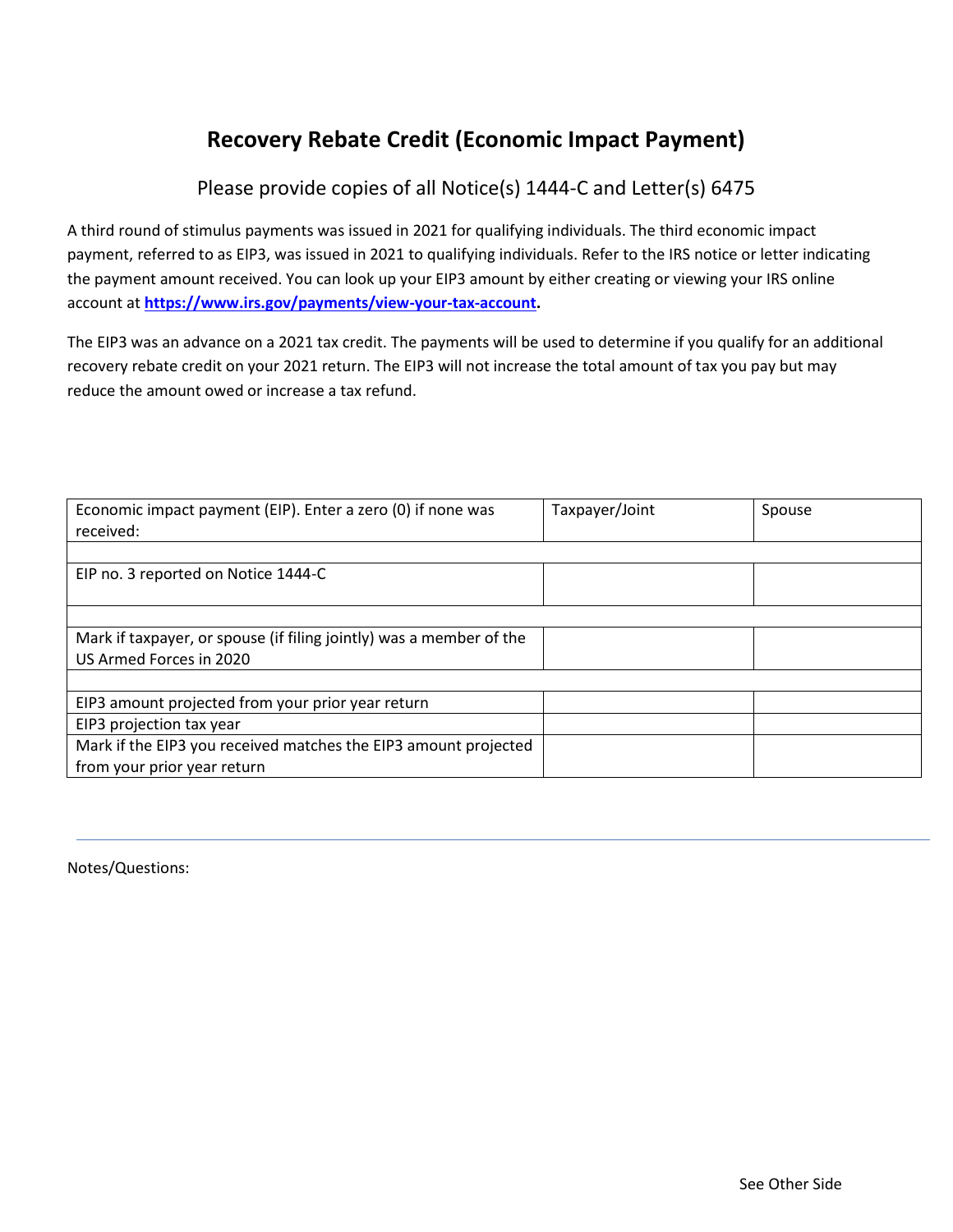# Recovery Rebate Credit (Economic Impact Payment)

Please provide copies of all Notice(s) 1444-C and Letter(s) 6475

A third round of stimulus payments was issued in 2021 for qualifying individuals. The third economic impact payment, referred to as EIP3, was issued in 2021 to qualifying individuals. Refer to the IRS notice or letter indicating the payment amount received. You can look up your EIP3 amount by either creating or viewing your IRS online account at **https://www.irs.gov/payments/view-your-tax-account.**

The EIP3 was an advance on a 2021 tax credit. The payments will be used to determine if you qualify for an additional recovery rebate credit on your 2021 return. The EIP3 will not increase the total amount of tax you pay but may reduce the amount owed or increase a tax refund.

| Economic impact payment (EIP). Enter a zero (0) if none was received: | Taxpayer/Joint | Spouse |
|---|---|---|
| | | |
| EIP no. 3 reported on Notice 1444-C | | |
| | | |
| Mark if taxpayer, or spouse (if filing jointly) was a member of the US Armed Forces in 2020 | | |
| | | |
| EIP3 amount projected from your prior year return | | |
| EIP3 projection tax year | | |
| Mark if the EIP3 you received matches the EIP3 amount projected from your prior year return | | |

Notes/Questions:

See Other Side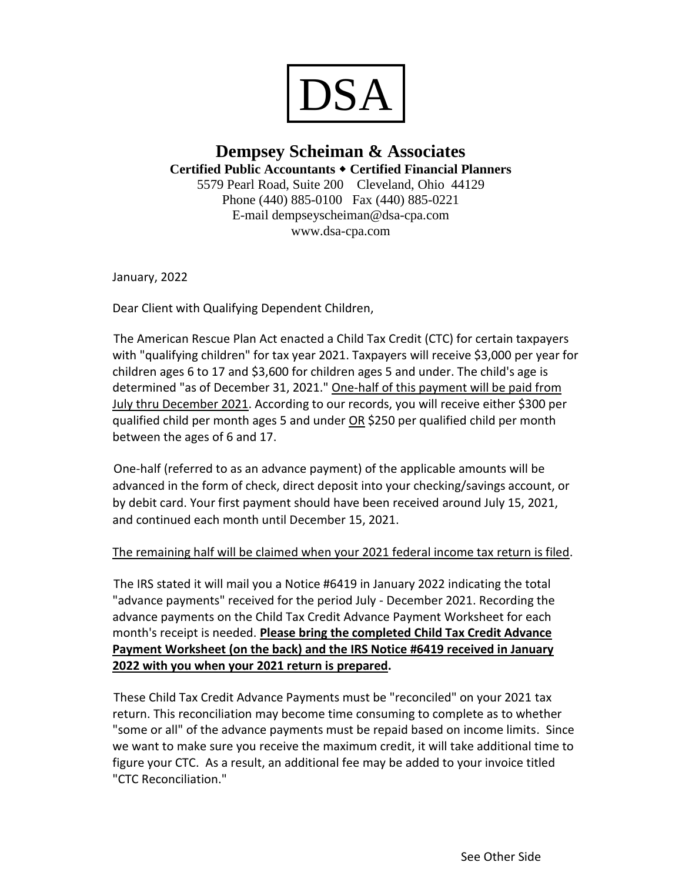# DSA

## Dempsey Scheiman & Associates

**Certified Public Accountants ◆ Certified Financial Planners**

5579 Pearl Road, Suite 200 Cleveland, Ohio 44129
Phone (440) 885-0100 Fax (440) 885-0221
E-mail dempseyscheiman@dsa-cpa.com
www.dsa-cpa.com

January, 2022

Dear Client with Qualifying Dependent Children,

The American Rescue Plan Act enacted a Child Tax Credit (CTC) for certain taxpayers with "qualifying children" for tax year 2021. Taxpayers will receive $3,000 per year for children ages 6 to 17 and $3,600 for children ages 5 and under. The child's age is determined "as of December 31, 2021." One-half of this payment will be paid from July thru December 2021. According to our records, you will receive either $300 per qualified child per month ages 5 and under OR $250 per qualified child per month between the ages of 6 and 17.

One-half (referred to as an advance payment) of the applicable amounts will be advanced in the form of check, direct deposit into your checking/savings account, or by debit card. Your first payment should have been received around July 15, 2021, and continued each month until December 15, 2021.

The remaining half will be claimed when your 2021 federal income tax return is filed.

The IRS stated it will mail you a Notice #6419 in January 2022 indicating the total "advance payments" received for the period July - December 2021. Recording the advance payments on the Child Tax Credit Advance Payment Worksheet for each month's receipt is needed. **Please bring the completed Child Tax Credit Advance Payment Worksheet (on the back) and the IRS Notice #6419 received in January 2022 with you when your 2021 return is prepared.**

These Child Tax Credit Advance Payments must be "reconciled" on your 2021 tax return. This reconciliation may become time consuming to complete as to whether "some or all" of the advance payments must be repaid based on income limits. Since we want to make sure you receive the maximum credit, it will take additional time to figure your CTC. As a result, an additional fee may be added to your invoice titled "CTC Reconciliation."

See Other Side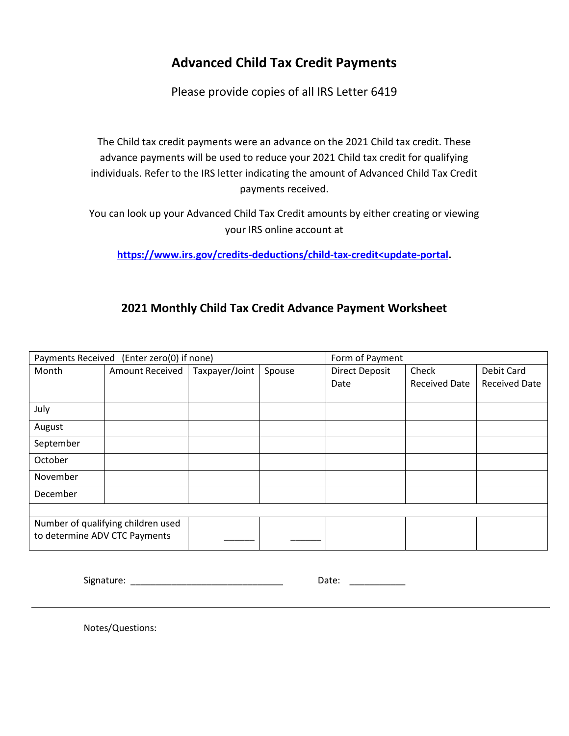# Advanced Child Tax Credit Payments

Please provide copies of all IRS Letter 6419

The Child tax credit payments were an advance on the 2021 Child tax credit. These advance payments will be used to reduce your 2021 Child tax credit for qualifying individuals. Refer to the IRS letter indicating the amount of Advanced Child Tax Credit payments received.

You can look up your Advanced Child Tax Credit amounts by either creating or viewing your IRS online account at

**https://www.irs.gov/credits-deductions/child-tax-credit<update-portal.**

## 2021 Monthly Child Tax Credit Advance Payment Worksheet

| Payments Received (Enter zero(0) if none) | | | | Form of Payment | | |
|---|---|---|---|---|---|---|
| Month | Amount Received | Taxpayer/Joint | Spouse | Direct Deposit Date | Check Received Date | Debit Card Received Date |
| July | | | | | | |
| August | | | | | | |
| September | | | | | | |
| October | | | | | | |
| November | | | | | | |
| December | | | | | | |
| | | | | | | |
| Number of qualifying children used to determine ADV CTC Payments | | ______ | ______ | | | |

Signature: ______________________________ Date: ___________

Notes/Questions: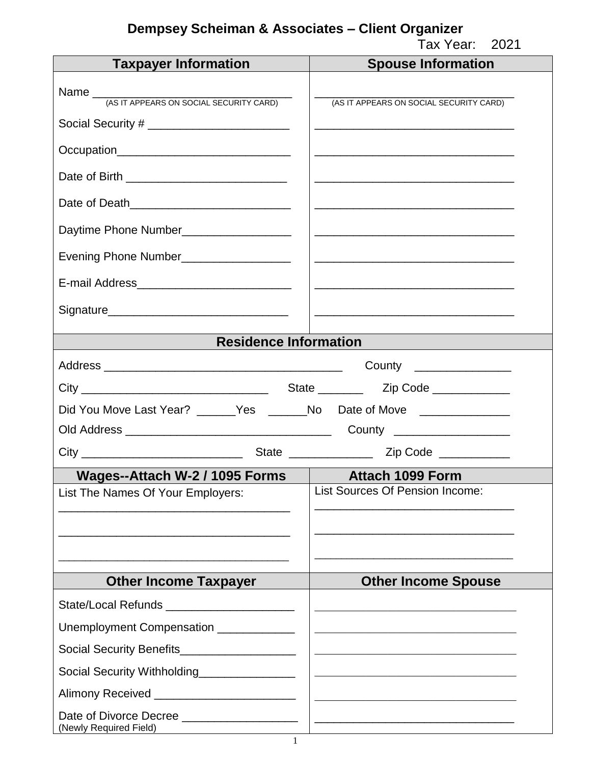# Dempsey Scheiman & Associates – Client Organizer

Tax Year: 2021

| Taxpayer Information | Spouse Information |
|---|---|
| Name ______________________________ (AS IT APPEARS ON SOCIAL SECURITY CARD) | ______________________________ (AS IT APPEARS ON SOCIAL SECURITY CARD) |
| Social Security # ______________________ | ______________________________ |
| Occupation___________________________ | ______________________________ |
| Date of Birth _________________________ | ______________________________ |
| Date of Death_________________________ | ______________________________ |
| Daytime Phone Number_________________ | ______________________________ |
| Evening Phone Number_________________ | ______________________________ |
| E-mail Address________________________ | ______________________________ |
| Signature____________________________ | ______________________________ |

## Residence Information

Address _____________________________________ County _______________

City _____________________________ State _______ Zip Code ____________

Did You Move Last Year? ______Yes ______No Date of Move ______________

Old Address ________________________________ County __________________

City _________________________ State _____________ Zip Code ___________

| Wages--Attach W-2 / 1095 Forms | Attach 1099 Form |
|---|---|
| List The Names Of Your Employers: | List Sources Of Pension Income: |
| ____________________________________ | ______________________________ |
| ____________________________________ | ______________________________ |
| ____________________________________ | ______________________________ |

| Other Income Taxpayer | Other Income Spouse |
|---|---|
| State/Local Refunds ____________________ | ______________________________ |
| Unemployment Compensation ____________ | ______________________________ |
| Social Security Benefits__________________ | ______________________________ |
| Social Security Withholding_______________ | ______________________________ |
| Alimony Received ______________________ | ______________________________ |
| Date of Divorce Decree __________________ (Newly Required Field) | ______________________________ |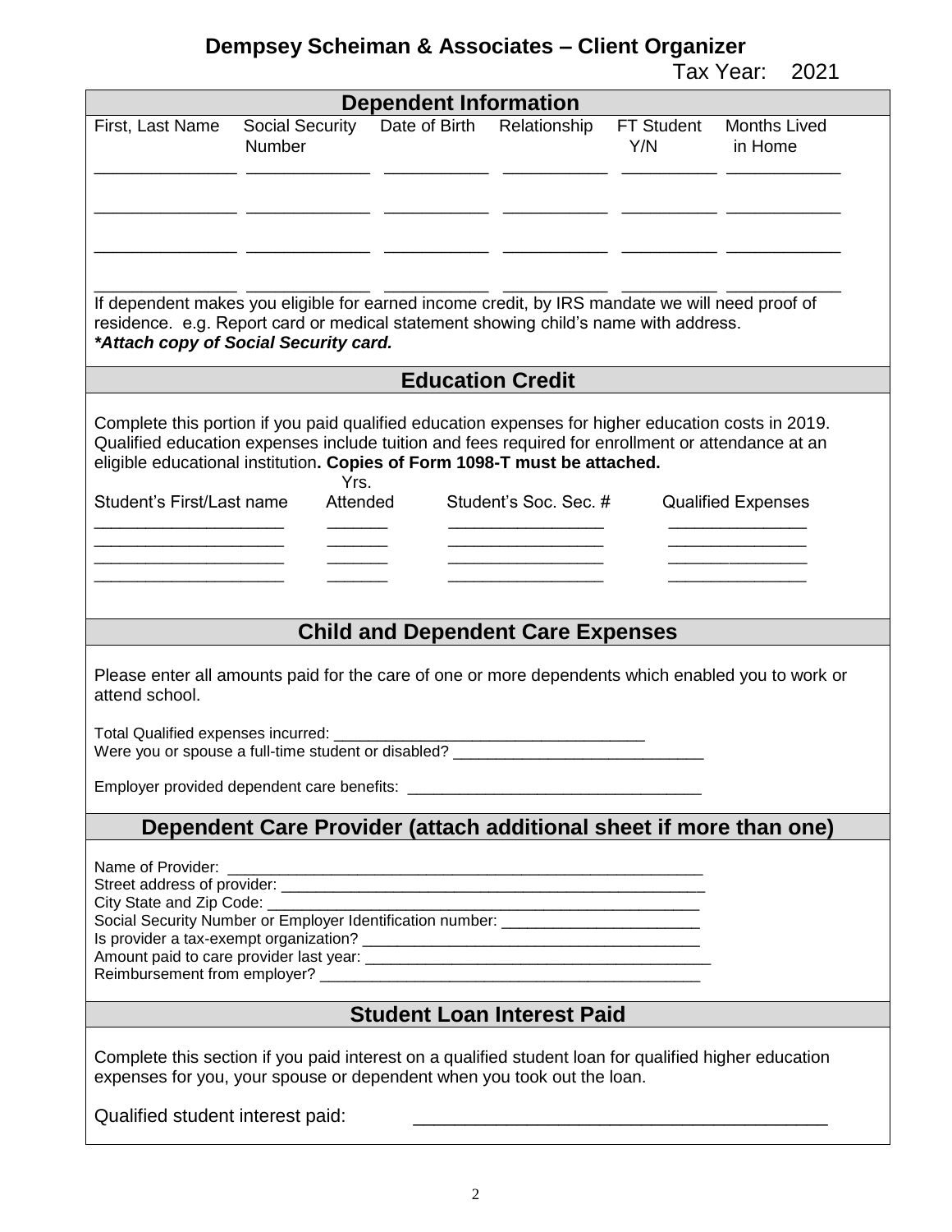# Dempsey Scheiman & Associates – Client Organizer

Tax Year: 2021

## Dependent Information

| First, Last Name | Social Security Number | Date of Birth | Relationship | FT Student Y/N | Months Lived in Home |
|---|---|---|---|---|---|
| | | | | | |
| | | | | | |
| | | | | | |
| | | | | | |

If dependent makes you eligible for earned income credit, by IRS mandate we will need proof of residence. e.g. Report card or medical statement showing child's name with address.
***Attach copy of Social Security card.***

## Education Credit

Complete this portion if you paid qualified education expenses for higher education costs in 2019. Qualified education expenses include tuition and fees required for enrollment or attendance at an eligible educational institution**. Copies of Form 1098-T must be attached.**

| Student's First/Last name | Yrs. Attended | Student's Soc. Sec. # | Qualified Expenses |
|---|---|---|---|
| | | | |
| | | | |
| | | | |
| | | | |

## Child and Dependent Care Expenses

Please enter all amounts paid for the care of one or more dependents which enabled you to work or attend school.

Total Qualified expenses incurred: ____________________________________
Were you or spouse a full-time student or disabled? _____________________________

Employer provided dependent care benefits: _________________________________

## Dependent Care Provider (attach additional sheet if more than one)

Name of Provider: ________________________________________________________
Street address of provider: ____________________________________________________
City State and Zip Code: _____________________________________________________
Social Security Number or Employer Identification number: ______________________
Is provider a tax-exempt organization? ________________________________________
Amount paid to care provider last year: _________________________________________
Reimbursement from employer? ______________________________________________

## Student Loan Interest Paid

Complete this section if you paid interest on a qualified student loan for qualified higher education expenses for you, your spouse or dependent when you took out the loan.

Qualified student interest paid: ______________________________________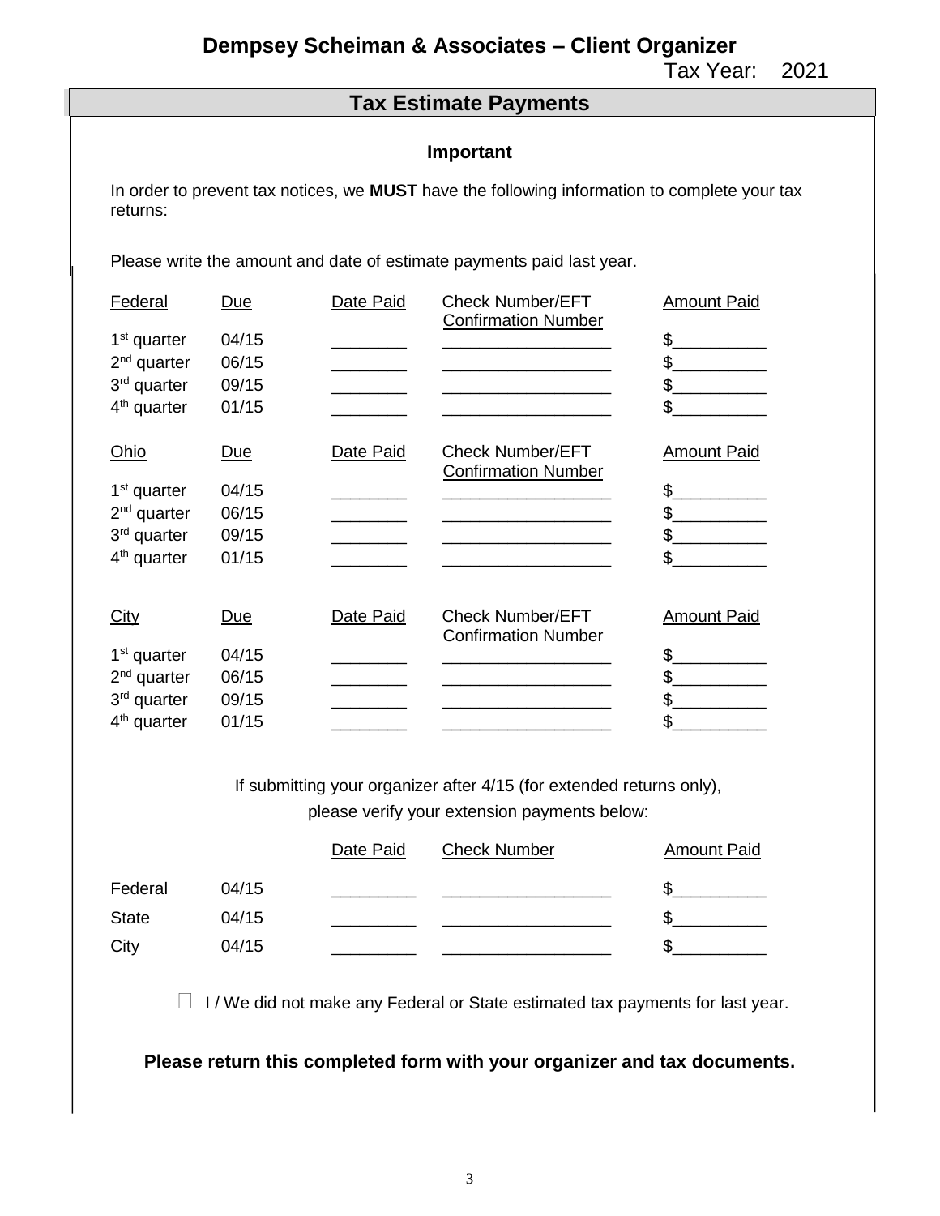# Dempsey Scheiman & Associates – Client Organizer

Tax Year: 2021

## Tax Estimate Payments

### Important

In order to prevent tax notices, we **MUST** have the following information to complete your tax returns:

Please write the amount and date of estimate payments paid last year.

| Federal | Due | Date Paid | Check Number/EFT Confirmation Number | Amount Paid |
|---|---|---|---|---|
| 1st quarter | 04/15 | ________ | __________________ | $__________ |
| 2nd quarter | 06/15 | ________ | __________________ | $__________ |
| 3rd quarter | 09/15 | ________ | __________________ | $__________ |
| 4th quarter | 01/15 | ________ | __________________ | $__________ |

| Ohio | Due | Date Paid | Check Number/EFT Confirmation Number | Amount Paid |
|---|---|---|---|---|
| 1st quarter | 04/15 | ________ | __________________ | $__________ |
| 2nd quarter | 06/15 | ________ | __________________ | $__________ |
| 3rd quarter | 09/15 | ________ | __________________ | $__________ |
| 4th quarter | 01/15 | ________ | __________________ | $__________ |

| City | Due | Date Paid | Check Number/EFT Confirmation Number | Amount Paid |
|---|---|---|---|---|
| 1st quarter | 04/15 | ________ | __________________ | $__________ |
| 2nd quarter | 06/15 | ________ | __________________ | $__________ |
| 3rd quarter | 09/15 | ________ | __________________ | $__________ |
| 4th quarter | 01/15 | ________ | __________________ | $__________ |

If submitting your organizer after 4/15 (for extended returns only), please verify your extension payments below:

| | | Date Paid | Check Number | Amount Paid |
|---|---|---|---|---|
| Federal | 04/15 | _________ | __________________ | $__________ |
| State | 04/15 | _________ | __________________ | $__________ |
| City | 04/15 | _________ | __________________ | $__________ |

☐ I / We did not make any Federal or State estimated tax payments for last year.

**Please return this completed form with your organizer and tax documents.**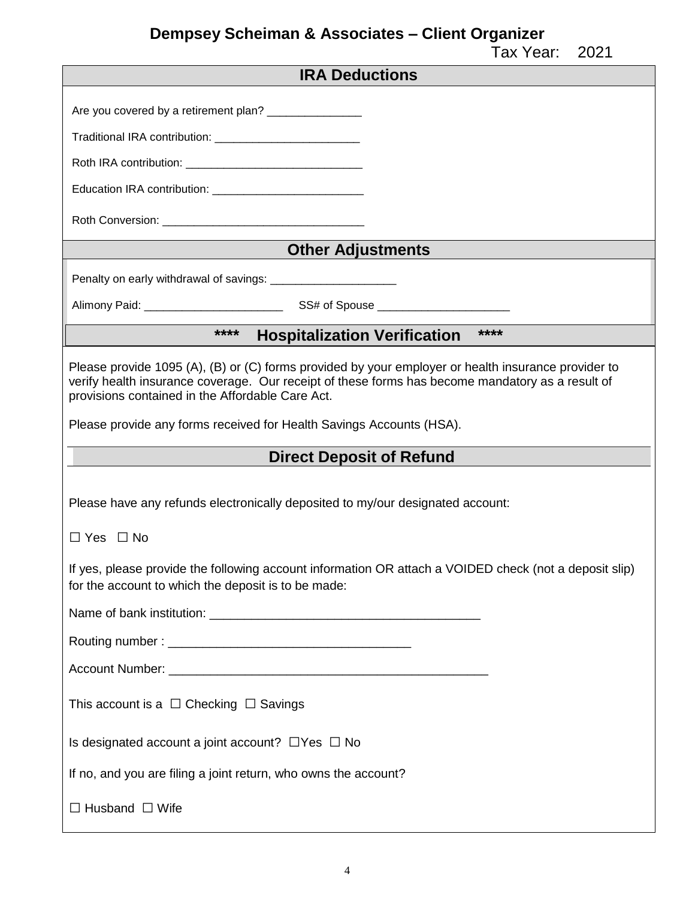# Dempsey Scheiman & Associates – Client Organizer

Tax Year: 2021

## IRA Deductions

Are you covered by a retirement plan? _______________

Traditional IRA contribution: _______________________

Roth IRA contribution: ____________________________

Education IRA contribution: ________________________

Roth Conversion: ________________________________

## Other Adjustments

Penalty on early withdrawal of savings: ____________________

Alimony Paid: ______________________ SS# of Spouse _____________________

## **** Hospitalization Verification ****

Please provide 1095 (A), (B) or (C) forms provided by your employer or health insurance provider to verify health insurance coverage. Our receipt of these forms has become mandatory as a result of provisions contained in the Affordable Care Act.

Please provide any forms received for Health Savings Accounts (HSA).

## Direct Deposit of Refund

Please have any refunds electronically deposited to my/our designated account:

☐ Yes ☐ No

If yes, please provide the following account information OR attach a VOIDED check (not a deposit slip) for the account to which the deposit is to be made:

Name of bank institution: _______________________________________

Routing number : ___________________________________

Account Number: ______________________________________________

This account is a ☐ Checking ☐ Savings

Is designated account a joint account? ☐Yes ☐ No

If no, and you are filing a joint return, who owns the account?

☐ Husband ☐ Wife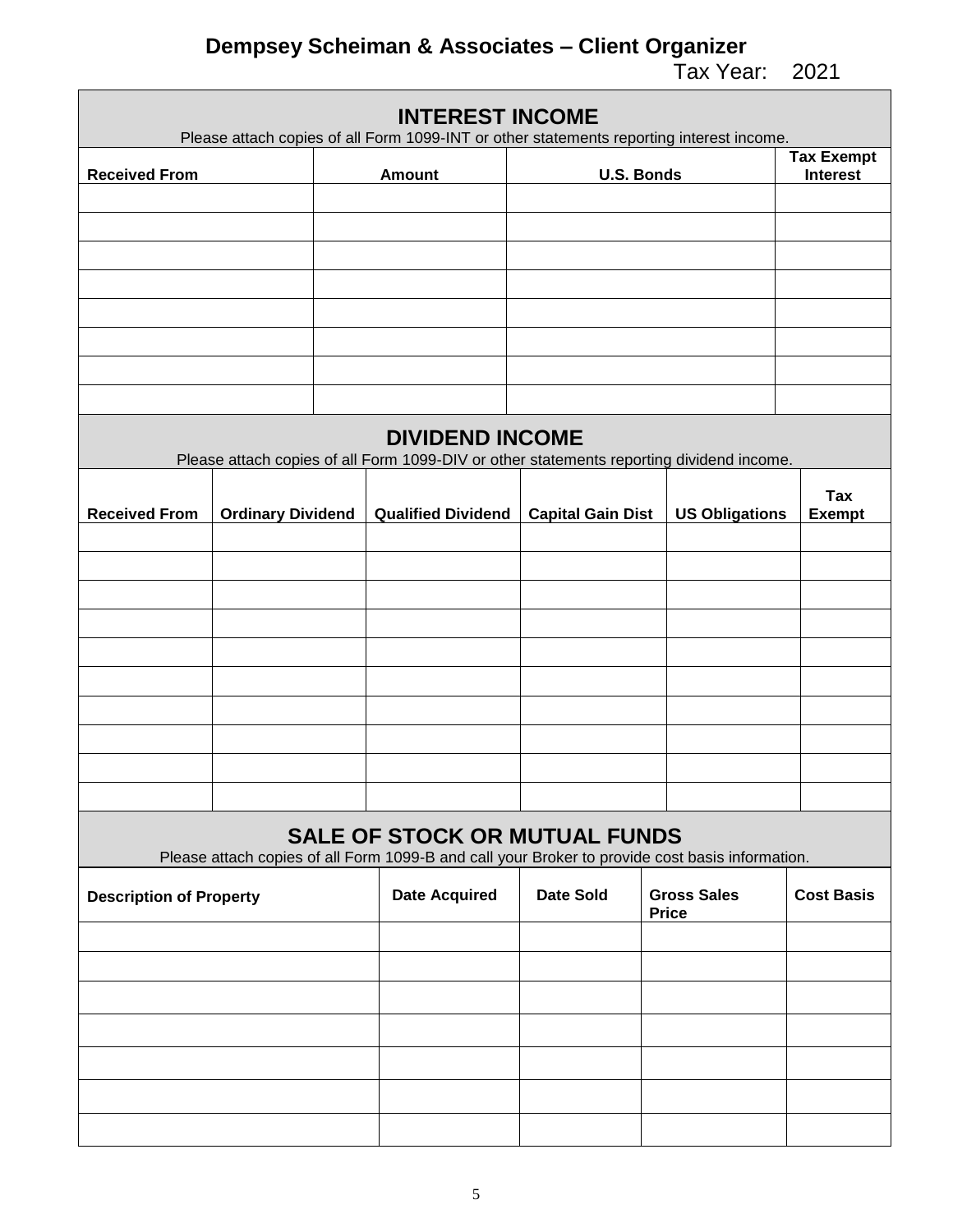# Dempsey Scheiman & Associates – Client Organizer

Tax Year: 2021

## INTEREST INCOME

Please attach copies of all Form 1099-INT or other statements reporting interest income.

| Received From | Amount | U.S. Bonds | Tax Exempt Interest |
|---|---|---|---|
| | | | |
| | | | |
| | | | |
| | | | |
| | | | |
| | | | |
| | | | |
| | | | |

## DIVIDEND INCOME

Please attach copies of all Form 1099-DIV or other statements reporting dividend income.

| Received From | Ordinary Dividend | Qualified Dividend | Capital Gain Dist | US Obligations | Tax Exempt |
|---|---|---|---|---|---|
| | | | | | |
| | | | | | |
| | | | | | |
| | | | | | |
| | | | | | |
| | | | | | |
| | | | | | |
| | | | | | |
| | | | | | |
| | | | | | |

## SALE OF STOCK OR MUTUAL FUNDS

Please attach copies of all Form 1099-B and call your Broker to provide cost basis information.

| Description of Property | Date Acquired | Date Sold | Gross Sales Price | Cost Basis |
|---|---|---|---|---|
| | | | | |
| | | | | |
| | | | | |
| | | | | |
| | | | | |
| | | | | |
| | | | | |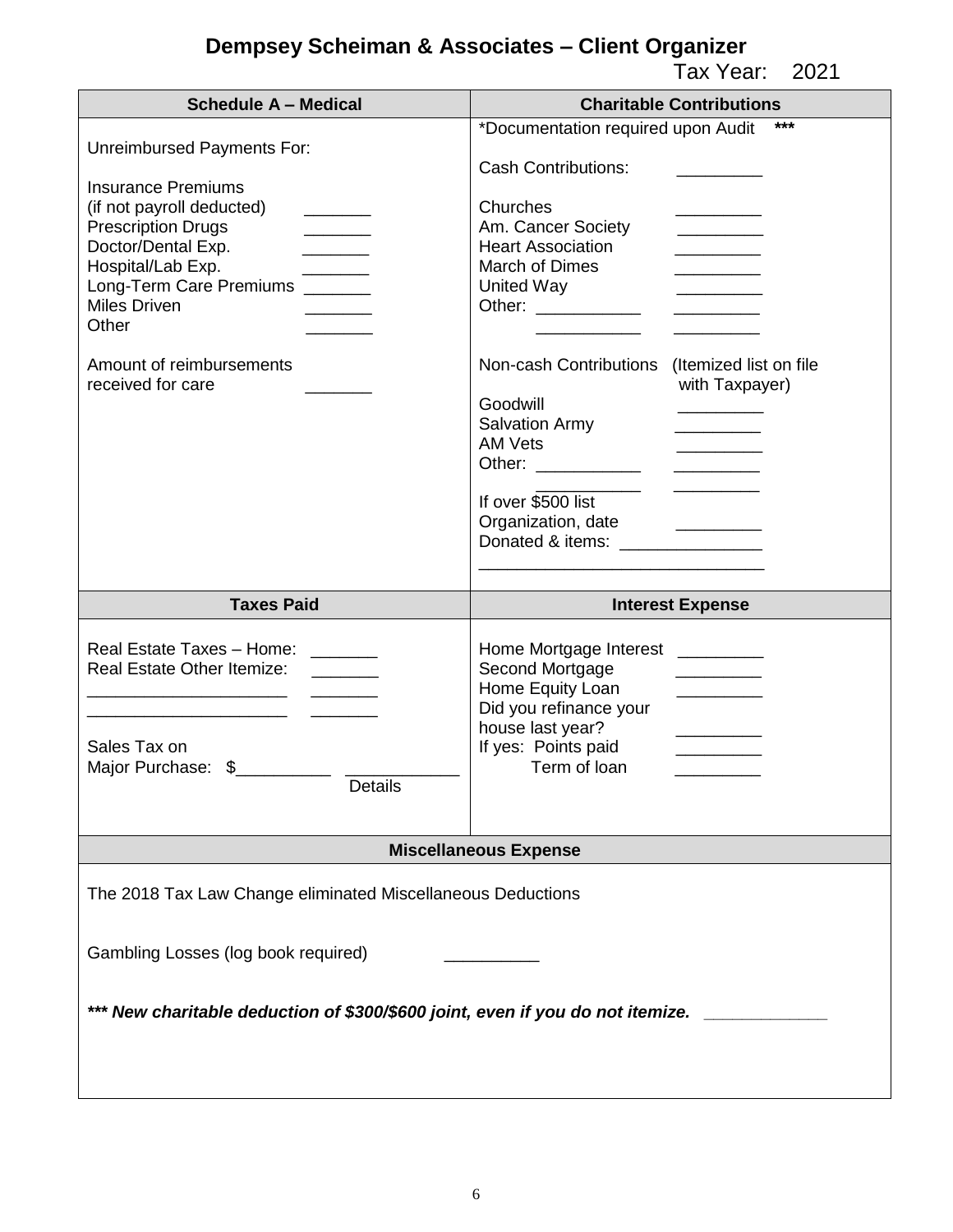# Dempsey Scheiman & Associates – Client Organizer

Tax Year: 2021

| Schedule A – Medical | Charitable Contributions |
|---|---|
| Unreimbursed Payments For:<br><br>Insurance Premiums (if not payroll deducted) _______<br>Prescription Drugs _______<br>Doctor/Dental Exp. _______<br>Hospital/Lab Exp. _______<br>Long-Term Care Premiums _______<br>Miles Driven _______<br>Other _______<br><br>Amount of reimbursements received for care _______ | *Documentation required upon Audit ***<br><br>Cash Contributions: _________<br><br>Churches _________<br>Am. Cancer Society _________<br>Heart Association _________<br>March of Dimes _________<br>United Way _________<br>Other: ___________ _________<br>___________ _________<br><br>Non-cash Contributions (Itemized list on file with Taxpayer)<br>Goodwill _________<br>Salvation Army _________<br>AM Vets _________<br>Other: ___________ _________<br>___________ _________<br>If over $500 list Organization, date _________<br>Donated & items: _______________<br>_____________________________ |

| Taxes Paid | Interest Expense |
|---|---|
| Real Estate Taxes – Home: _______<br>Real Estate Other Itemize: _______<br>_____________________ _______<br>_____________________ _______<br><br>Sales Tax on Major Purchase: $__________ ____________<br>Details | Home Mortgage Interest _________<br>Second Mortgage _________<br>Home Equity Loan _________<br>Did you refinance your house last year? _________<br>If yes: Points paid _________<br>Term of loan _________ |

## Miscellaneous Expense

The 2018 Tax Law Change eliminated Miscellaneous Deductions

Gambling Losses (log book required) __________

***\*\*\* New charitable deduction of $300/$600 joint, even if you do not itemize.*** ____________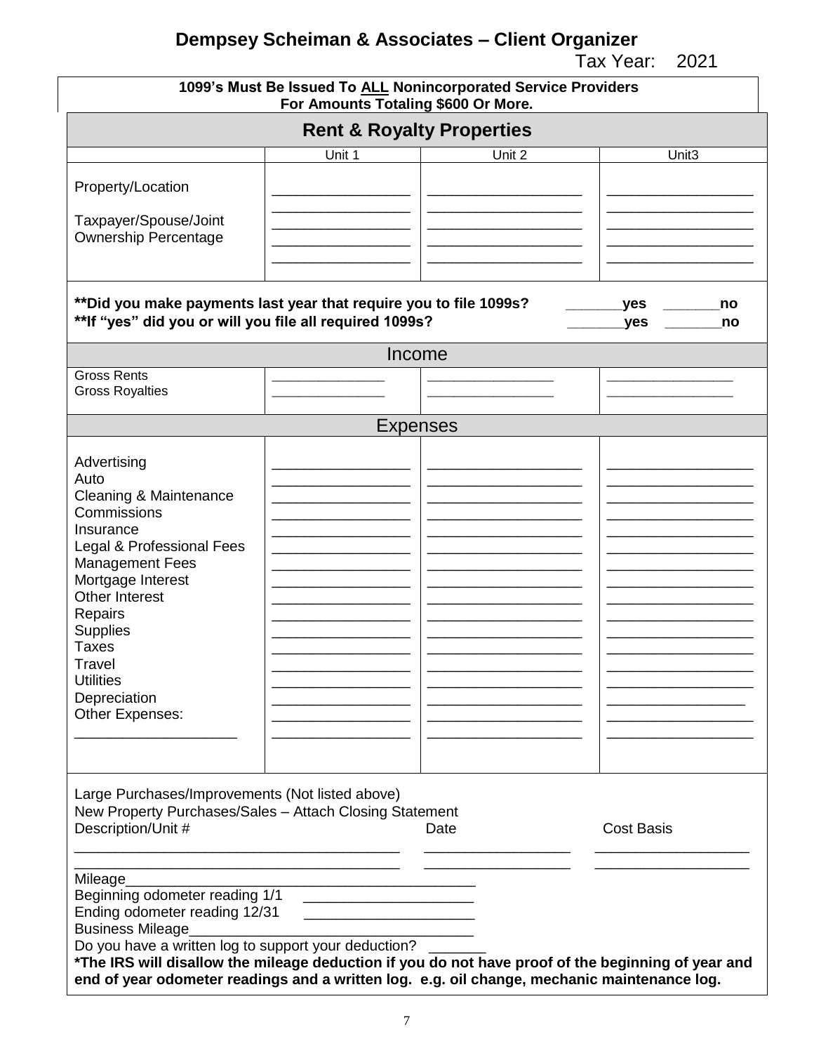# Dempsey Scheiman & Associates – Client Organizer

Tax Year: 2021

**1099's Must Be Issued To ALL Nonincorporated Service Providers For Amounts Totaling $600 Or More.**

## Rent & Royalty Properties

| | Unit 1 | Unit 2 | Unit3 |
|---|---|---|---|
| Property/Location | ________________ | ________________ | ________________ |
| Taxpayer/Spouse/Joint Ownership Percentage | ________________ | ________________ | ________________ |

**Did you make payments last year that require you to file 1099s? _______yes _______no

**If "yes" did you or will you file all required 1099s? _______yes _______no

### Income

| | Unit 1 | Unit 2 | Unit3 |
|---|---|---|---|
| Gross Rents | ________________ | ________________ | ________________ |
| Gross Royalties | ________________ | ________________ | ________________ |

### Expenses

| | Unit 1 | Unit 2 | Unit3 |
|---|---|---|---|
| Advertising | ________________ | ________________ | ________________ |
| Auto | ________________ | ________________ | ________________ |
| Cleaning & Maintenance | ________________ | ________________ | ________________ |
| Commissions | ________________ | ________________ | ________________ |
| Insurance | ________________ | ________________ | ________________ |
| Legal & Professional Fees | ________________ | ________________ | ________________ |
| Management Fees | ________________ | ________________ | ________________ |
| Mortgage Interest | ________________ | ________________ | ________________ |
| Other Interest | ________________ | ________________ | ________________ |
| Repairs | ________________ | ________________ | ________________ |
| Supplies | ________________ | ________________ | ________________ |
| Taxes | ________________ | ________________ | ________________ |
| Travel | ________________ | ________________ | ________________ |
| Utilities | ________________ | ________________ | ________________ |
| Depreciation | ________________ | ________________ | ________________ |
| Other Expenses: | ________________ | ________________ | ________________ |
| ____________________ | ________________ | ________________ | ________________ |

Large Purchases/Improvements (Not listed above)

New Property Purchases/Sales – Attach Closing Statement

| Description/Unit # | Date | Cost Basis |
|---|---|---|
| ________________________________________ | __________________ | __________________ |
| ________________________________________ | __________________ | __________________ |

Mileage_____________________________________________

Beginning odometer reading 1/1 ______________________

Ending odometer reading 12/31 ______________________

Business Mileage____________________________________

Do you have a written log to support your deduction? _______

***The IRS will disallow the mileage deduction if you do not have proof of the beginning of year and end of year odometer readings and a written log. e.g. oil change, mechanic maintenance log.**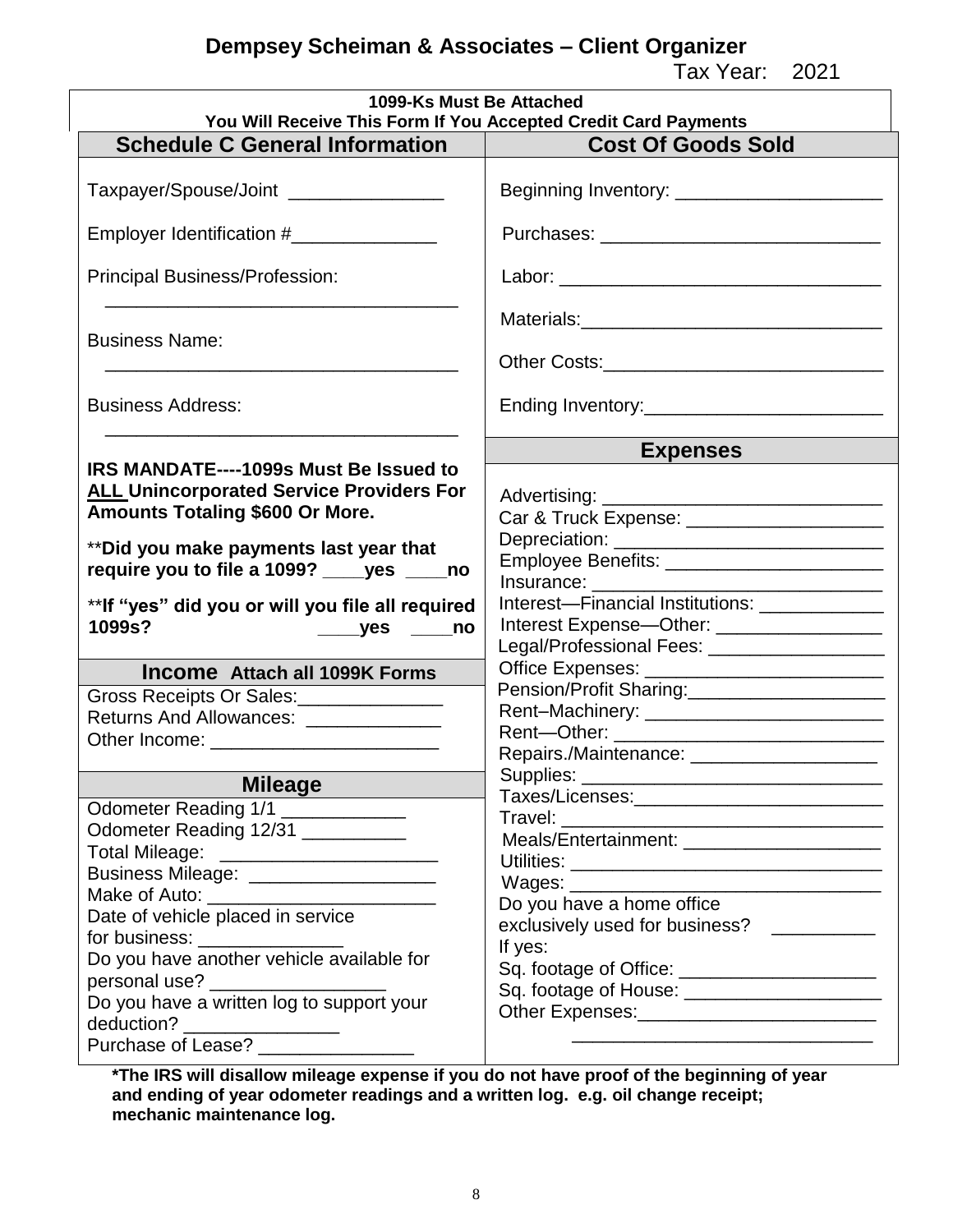# Dempsey Scheiman & Associates – Client Organizer

Tax Year: 2021

**1099-Ks Must Be Attached**
**You Will Receive This Form If You Accepted Credit Card Payments**

## Schedule C General Information

Taxpayer/Spouse/Joint ________________

Employer Identification #_______________

Principal Business/Profession:
___________________________________

Business Name:
___________________________________

Business Address:
___________________________________

**IRS MANDATE----1099s Must Be Issued to ALL Unincorporated Service Providers For Amounts Totaling $600 Or More.**

**Did you make payments last year that require you to file a 1099? ____yes ____no**

**If "yes" did you or will you file all required 1099s? ____yes ____no**

## Income Attach all 1099K Forms

Gross Receipts Or Sales:_______________
Returns And Allowances: ______________
Other Income: _______________________

## Mileage

Odometer Reading 1/1 _____________
Odometer Reading 12/31 ___________
Total Mileage: ______________________
Business Mileage: ___________________
Make of Auto: _______________________
Date of vehicle placed in service for business: _______________
Do you have another vehicle available for personal use? __________________
Do you have a written log to support your deduction? ________________
Purchase of Lease? ________________

## Cost Of Goods Sold

Beginning Inventory: _____________________

Purchases: ____________________________

Labor: _________________________________

Materials:______________________________

Other Costs:____________________________

Ending Inventory:________________________

## Expenses

Advertising: ____________________________
Car & Truck Expense: ____________________
Depreciation: ___________________________
Employee Benefits: ______________________
Insurance: _____________________________
Interest—Financial Institutions: _____________
Interest Expense—Other: _________________
Legal/Professional Fees: _________________
Office Expenses: ________________________
Pension/Profit Sharing:____________________
Rent–Machinery: ________________________
Rent—Other: ___________________________
Repairs./Maintenance: ___________________
Supplies: _______________________________
Taxes/Licenses:_________________________
Travel: ________________________________
Meals/Entertainment: ____________________
Utilities: ________________________________
Wages: _________________________________
Do you have a home office exclusively used for business? __________
If yes:
Sq. footage of Office: ____________________
Sq. footage of House: ____________________
Other Expenses:________________________
______________________________

**The IRS will disallow mileage expense if you do not have proof of the beginning of year and ending of year odometer readings and a written log. e.g. oil change receipt; mechanic maintenance log.**